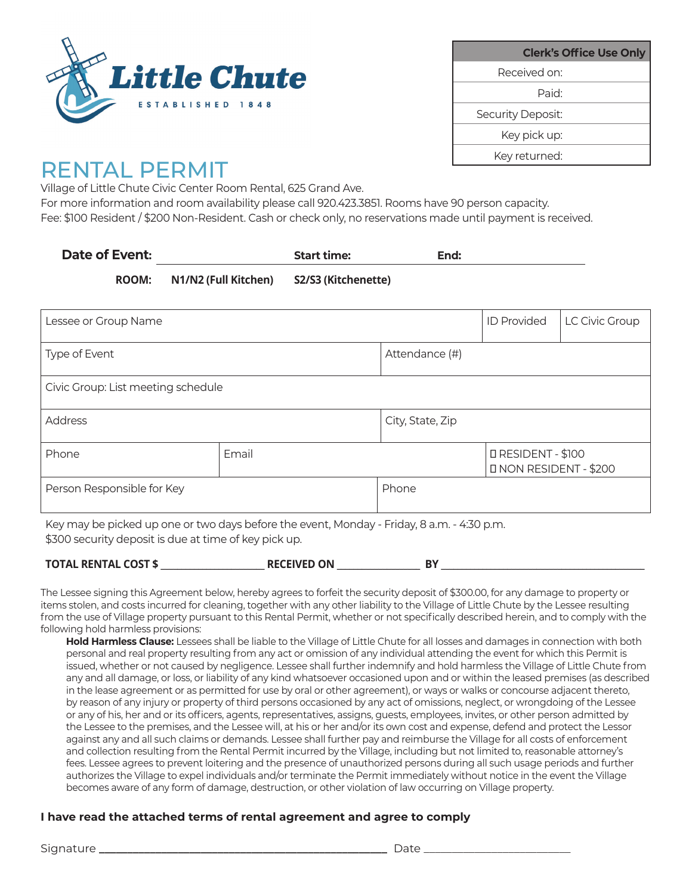Little Chute

ESTABLISHED 1848

| Clerk's Office Use Only |
|---|
| Received on: |
| Paid: |
| Security Deposit: |
| Key pick up: |
| Key returned: |

# RENTAL PERMIT

Village of Little Chute Civic Center Room Rental, 625 Grand Ave.
For more information and room availability please call 920.423.3851. Rooms have 90 person capacity.
Fee: $100 Resident / $200 Non-Resident. Cash or check only, no reservations made until payment is received.

**Date of Event:** ____________________ **Start time:** ____________ **End:** ____________

**ROOM:** **N1/N2 (Full Kitchen)** **S2/S3 (Kitchenette)**

| Lessee or Group Name | | | ID Provided | LC Civic Group |
|---|---|---|---|---|
| Type of Event | | Attendance (#) | | |
| Civic Group: List meeting schedule | | | | |
| Address | | City, State, Zip | | |
| Phone | Email | | ☐ RESIDENT - $100<br>☐ NON RESIDENT - $200 | |
| Person Responsible for Key | | Phone | | |

Key may be picked up one or two days before the event, Monday - Friday, 8 a.m. - 4:30 p.m.
$300 security deposit is due at time of key pick up.

**TOTAL RENTAL COST $** ________________ **RECEIVED ON** ______________ **BY** ________________________________

The Lessee signing this Agreement below, hereby agrees to forfeit the security deposit of $300.00, for any damage to property or items stolen, and costs incurred for cleaning, together with any other liability to the Village of Little Chute by the Lessee resulting from the use of Village property pursuant to this Rental Permit, whether or not specifically described herein, and to comply with the following hold harmless provisions:

**Hold Harmless Clause:** Lessees shall be liable to the Village of Little Chute for all losses and damages in connection with both personal and real property resulting from any act or omission of any individual attending the event for which this Permit is issued, whether or not caused by negligence. Lessee shall further indemnify and hold harmless the Village of Little Chute from any and all damage, or loss, or liability of any kind whatsoever occasioned upon and or within the leased premises (as described in the lease agreement or as permitted for use by oral or other agreement), or ways or walks or concourse adjacent thereto, by reason of any injury or property of third persons occasioned by any act of omissions, neglect, or wrongdoing of the Lessee or any of his, her and or its officers, agents, representatives, assigns, guests, employees, invites, or other person admitted by the Lessee to the premises, and the Lessee will, at his or her and/or its own cost and expense, defend and protect the Lessor against any and all such claims or demands. Lessee shall further pay and reimburse the Village for all costs of enforcement and collection resulting from the Rental Permit incurred by the Village, including but not limited to, reasonable attorney's fees. Lessee agrees to prevent loitering and the presence of unauthorized persons during all such usage periods and further authorizes the Village to expel individuals and/or terminate the Permit immediately without notice in the event the Village becomes aware of any form of damage, destruction, or other violation of law occurring on Village property.

**I have read the attached terms of rental agreement and agree to comply**

Signature ________________________________________ Date ______________________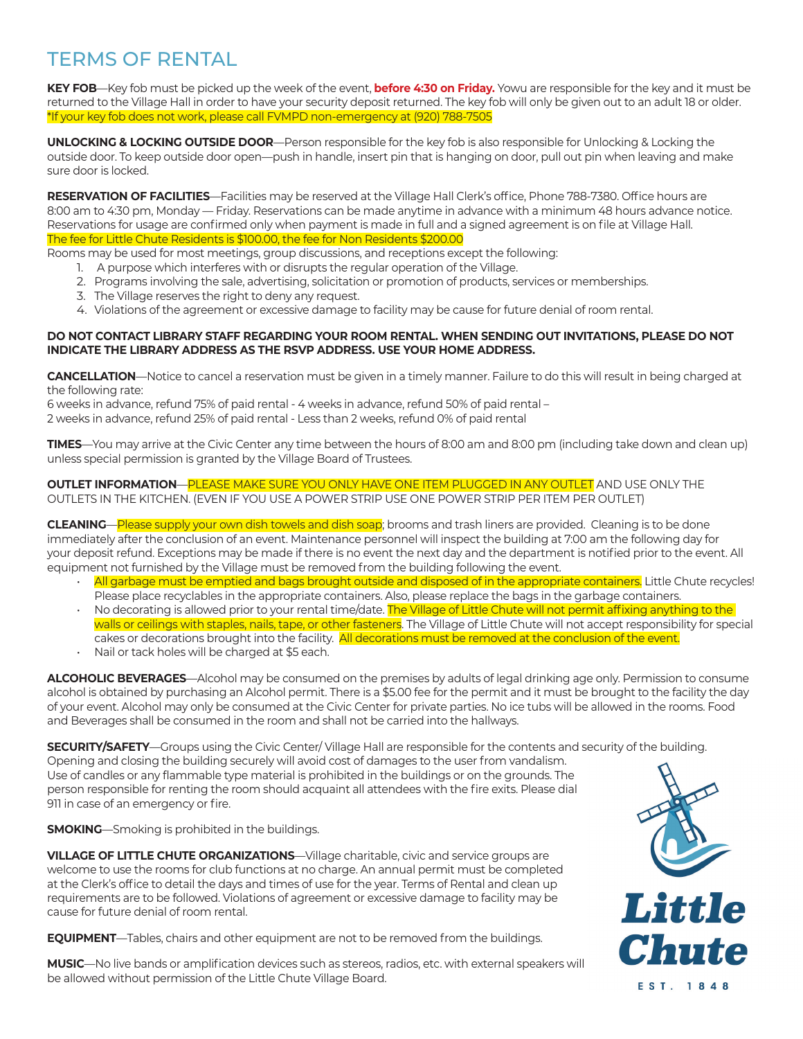# TERMS OF RENTAL

**KEY FOB**—Key fob must be picked up the week of the event, **before 4:30 on Friday.** Yowu are responsible for the key and it must be returned to the Village Hall in order to have your security deposit returned. The key fob will only be given out to an adult 18 or older. *If your key fob does not work, please call FVMPD non-emergency at (920) 788-7505

**UNLOCKING & LOCKING OUTSIDE DOOR**—Person responsible for the key fob is also responsible for Unlocking & Locking the outside door. To keep outside door open—push in handle, insert pin that is hanging on door, pull out pin when leaving and make sure door is locked.

**RESERVATION OF FACILITIES**—Facilities may be reserved at the Village Hall Clerk's office, Phone 788-7380. Office hours are 8:00 am to 4:30 pm, Monday — Friday. Reservations can be made anytime in advance with a minimum 48 hours advance notice. Reservations for usage are confirmed only when payment is made in full and a signed agreement is on file at Village Hall.
The fee for Little Chute Residents is $100.00, the fee for Non Residents $200.00
Rooms may be used for most meetings, group discussions, and receptions except the following:

1. A purpose which interferes with or disrupts the regular operation of the Village.
2. Programs involving the sale, advertising, solicitation or promotion of products, services or memberships.
3. The Village reserves the right to deny any request.
4. Violations of the agreement or excessive damage to facility may be cause for future denial of room rental.

**DO NOT CONTACT LIBRARY STAFF REGARDING YOUR ROOM RENTAL. WHEN SENDING OUT INVITATIONS, PLEASE DO NOT INDICATE THE LIBRARY ADDRESS AS THE RSVP ADDRESS. USE YOUR HOME ADDRESS.**

**CANCELLATION**—Notice to cancel a reservation must be given in a timely manner. Failure to do this will result in being charged at the following rate:
6 weeks in advance, refund 75% of paid rental - 4 weeks in advance, refund 50% of paid rental –
2 weeks in advance, refund 25% of paid rental - Less than 2 weeks, refund 0% of paid rental

**TIMES**—You may arrive at the Civic Center any time between the hours of 8:00 am and 8:00 pm (including take down and clean up) unless special permission is granted by the Village Board of Trustees.

**OUTLET INFORMATION**—PLEASE MAKE SURE YOU ONLY HAVE ONE ITEM PLUGGED IN ANY OUTLET AND USE ONLY THE OUTLETS IN THE KITCHEN. (EVEN IF YOU USE A POWER STRIP USE ONE POWER STRIP PER ITEM PER OUTLET)

**CLEANING**—Please supply your own dish towels and dish soap; brooms and trash liners are provided. Cleaning is to be done immediately after the conclusion of an event. Maintenance personnel will inspect the building at 7:00 am the following day for your deposit refund. Exceptions may be made if there is no event the next day and the department is notified prior to the event. All equipment not furnished by the Village must be removed from the building following the event.

- All garbage must be emptied and bags brought outside and disposed of in the appropriate containers. Little Chute recycles! Please place recyclables in the appropriate containers. Also, please replace the bags in the garbage containers.
- No decorating is allowed prior to your rental time/date. The Village of Little Chute will not permit affixing anything to the walls or ceilings with staples, nails, tape, or other fasteners. The Village of Little Chute will not accept responsibility for special cakes or decorations brought into the facility. All decorations must be removed at the conclusion of the event.
- Nail or tack holes will be charged at $5 each.

**ALCOHOLIC BEVERAGES**—Alcohol may be consumed on the premises by adults of legal drinking age only. Permission to consume alcohol is obtained by purchasing an Alcohol permit. There is a $5.00 fee for the permit and it must be brought to the facility the day of your event. Alcohol may only be consumed at the Civic Center for private parties. No ice tubs will be allowed in the rooms. Food and Beverages shall be consumed in the room and shall not be carried into the hallways.

**SECURITY/SAFETY**—Groups using the Civic Center/ Village Hall are responsible for the contents and security of the building. Opening and closing the building securely will avoid cost of damages to the user from vandalism. Use of candles or any flammable type material is prohibited in the buildings or on the grounds. The person responsible for renting the room should acquaint all attendees with the fire exits. Please dial 911 in case of an emergency or fire.

**SMOKING**—Smoking is prohibited in the buildings.

**VILLAGE OF LITTLE CHUTE ORGANIZATIONS**—Village charitable, civic and service groups are welcome to use the rooms for club functions at no charge. An annual permit must be completed at the Clerk's office to detail the days and times of use for the year. Terms of Rental and clean up requirements are to be followed. Violations of agreement or excessive damage to facility may be cause for future denial of room rental.

**EQUIPMENT**—Tables, chairs and other equipment are not to be removed from the buildings.

**MUSIC**—No live bands or amplification devices such as stereos, radios, etc. with external speakers will be allowed without permission of the Little Chute Village Board.

Little Chute
EST. 1848